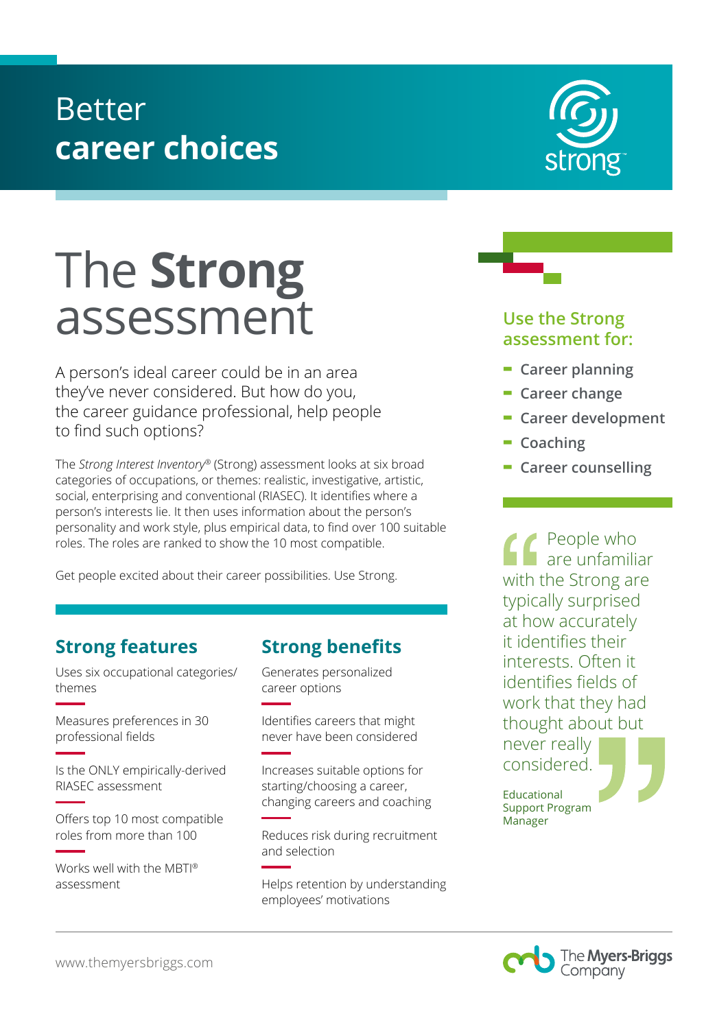# Better **career choices**

strong

# The **Strong** assessment

A person's ideal career could be in an area they've never considered. But how do you, the career guidance professional, help people to find such options?

The *Strong Interest Inventory*® (Strong) assessment looks at six broad categories of occupations, or themes: realistic, investigative, artistic, social, enterprising and conventional (RIASEC). It identifies where a person's interests lie. It then uses information about the person's personality and work style, plus empirical data, to find over 100 suitable roles. The roles are ranked to show the 10 most compatible.

Get people excited about their career possibilities. Use Strong.

## Strong features

Uses six occupational categories/ themes

Measures preferences in 30 professional fields

Is the ONLY empirically-derived RIASEC assessment

Offers top 10 most compatible roles from more than 100

Works well with the MBTI® assessment

## Strong benefits

Generates personalized career options

Identifies careers that might never have been considered

Increases suitable options for starting/choosing a career, changing careers and coaching

Reduces risk during recruitment and selection

Helps retention by understanding employees' motivations

## Use the Strong assessment for:

- Career planning
- Career change
- Career development
- Coaching
- Career counselling

> "People who are unfamiliar with the Strong are typically surprised at how accurately it identifies their interests. Often it identifies fields of work that they had thought about but never really considered."
>
> Educational Support Program Manager

www.themyersbriggs.com

The Myers-Briggs Company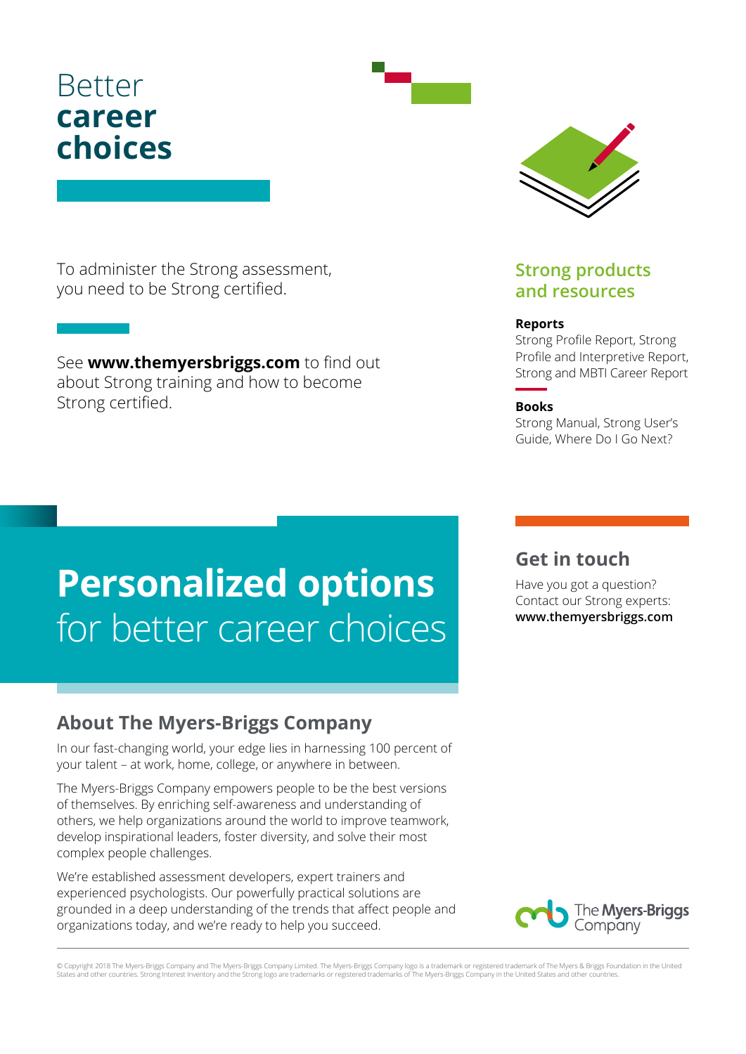# Better **career choices**

To administer the Strong assessment, you need to be Strong certified.

See **www.themyersbriggs.com** to find out about Strong training and how to become Strong certified.

## Strong products and resources

**Reports**

Strong Profile Report, Strong Profile and Interpretive Report, Strong and MBTI Career Report

**Books**

Strong Manual, Strong User's Guide, Where Do I Go Next?

# **Personalized options** for better career choices

## Get in touch

Have you got a question? Contact our Strong experts: **www.themyersbriggs.com**

## About The Myers-Briggs Company

In our fast-changing world, your edge lies in harnessing 100 percent of your talent – at work, home, college, or anywhere in between.

The Myers-Briggs Company empowers people to be the best versions of themselves. By enriching self-awareness and understanding of others, we help organizations around the world to improve teamwork, develop inspirational leaders, foster diversity, and solve their most complex people challenges.

We're established assessment developers, expert trainers and experienced psychologists. Our powerfully practical solutions are grounded in a deep understanding of the trends that affect people and organizations today, and we're ready to help you succeed.

The Myers-Briggs Company

© Copyright 2018 The Myers-Briggs Company and The Myers-Briggs Company Limited. The Myers-Briggs Company logo is a trademark or registered trademark of The Myers & Briggs Foundation in the United States and other countries. Strong Interest Inventory and the Strong logo are trademarks or registered trademarks of The Myers-Briggs Company in the United States and other countries.